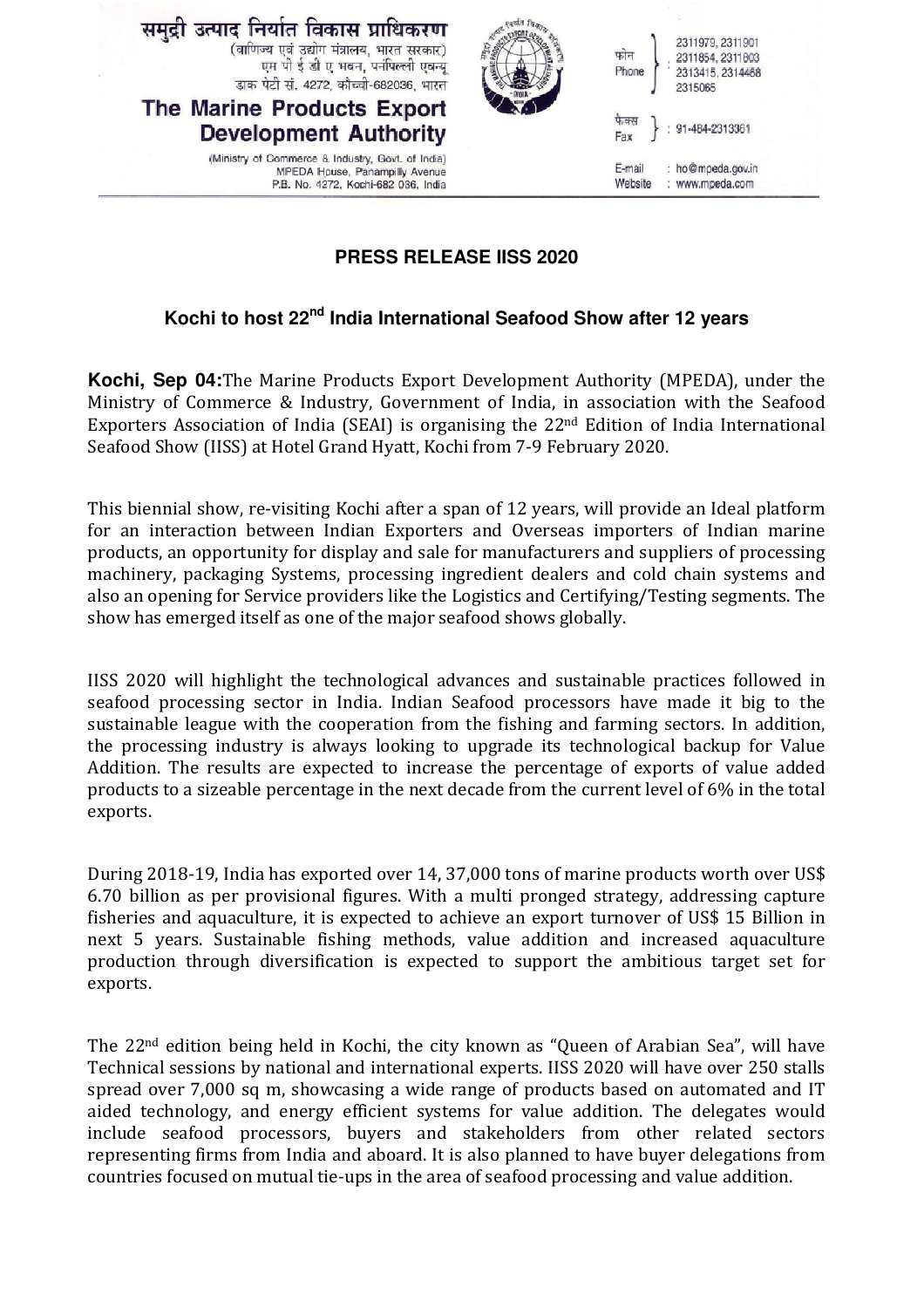समुद्री उत्पाद निर्यात विकास प्राधिकरण
(वाणिज्य एवं उद्योग मंत्रालय, भारत सरकार)
एम पी ई डी ए भवन, पनंपिल्ली एवन्यू
डाक पेटी सं. 4272, कोच्ची-682036, भारत

**The Marine Products Export Development Authority**

(Ministry of Commerce & Industry, Govt. of India)
MPEDA House, Panampilly Avenue
P.B. No. 4272, Kochi-682 036, India

फोन / Phone : 2311979, 2311901, 2311854, 2311803, 2313415, 2314468, 2315065

फैक्स / Fax : 91-484-2313361

E-mail : ho@mpeda.gov.in
Website : www.mpeda.com

## PRESS RELEASE IISS 2020

### Kochi to host 22nd India International Seafood Show after 12 years

**Kochi, Sep 04:** The Marine Products Export Development Authority (MPEDA), under the Ministry of Commerce & Industry, Government of India, in association with the Seafood Exporters Association of India (SEAI) is organising the 22nd Edition of India International Seafood Show (IISS) at Hotel Grand Hyatt, Kochi from 7-9 February 2020.

This biennial show, re-visiting Kochi after a span of 12 years, will provide an Ideal platform for an interaction between Indian Exporters and Overseas importers of Indian marine products, an opportunity for display and sale for manufacturers and suppliers of processing machinery, packaging Systems, processing ingredient dealers and cold chain systems and also an opening for Service providers like the Logistics and Certifying/Testing segments. The show has emerged itself as one of the major seafood shows globally.

IISS 2020 will highlight the technological advances and sustainable practices followed in seafood processing sector in India. Indian Seafood processors have made it big to the sustainable league with the cooperation from the fishing and farming sectors. In addition, the processing industry is always looking to upgrade its technological backup for Value Addition. The results are expected to increase the percentage of exports of value added products to a sizeable percentage in the next decade from the current level of 6% in the total exports.

During 2018-19, India has exported over 14, 37,000 tons of marine products worth over US$ 6.70 billion as per provisional figures. With a multi pronged strategy, addressing capture fisheries and aquaculture, it is expected to achieve an export turnover of US$ 15 Billion in next 5 years. Sustainable fishing methods, value addition and increased aquaculture production through diversification is expected to support the ambitious target set for exports.

The 22nd edition being held in Kochi, the city known as "Queen of Arabian Sea", will have Technical sessions by national and international experts. IISS 2020 will have over 250 stalls spread over 7,000 sq m, showcasing a wide range of products based on automated and IT aided technology, and energy efficient systems for value addition. The delegates would include seafood processors, buyers and stakeholders from other related sectors representing firms from India and aboard. It is also planned to have buyer delegations from countries focused on mutual tie-ups in the area of seafood processing and value addition.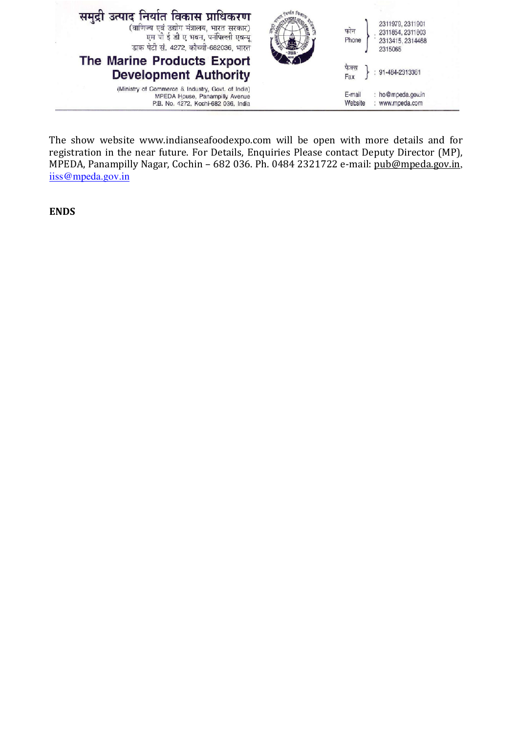समुद्री उत्पाद निर्यात विकास प्राधिकरण
(वाणिज्य एवं उद्योग मंत्रालय, भारत सरकार)
एम पी ई डी ए भवन, पनंपिल्ली एवन्यू
डाक पेटी सं. 4272, कोच्ची-682036, भारत

**The Marine Products Export Development Authority**

(Ministry of Commerce & Industry, Govt. of India)
MPEDA House, Panampilly Avenue
P.B. No. 4272, Kochi-682 036, India

फोन / Phone : 2311979, 2311901, 2311854, 2311803, 2313415, 2314468, 2315065

फैक्स / Fax : 91-484-2313361

E-mail : ho@mpeda.gov.in
Website : www.mpeda.com

The show website www.indianseafoodexpo.com will be open with more details and for registration in the near future. For Details, Enquiries Please contact Deputy Director (MP), MPEDA, Panampilly Nagar, Cochin – 682 036. Ph. 0484 2321722 e-mail: pub@mpeda.gov.in, iiss@mpeda.gov.in

**ENDS**